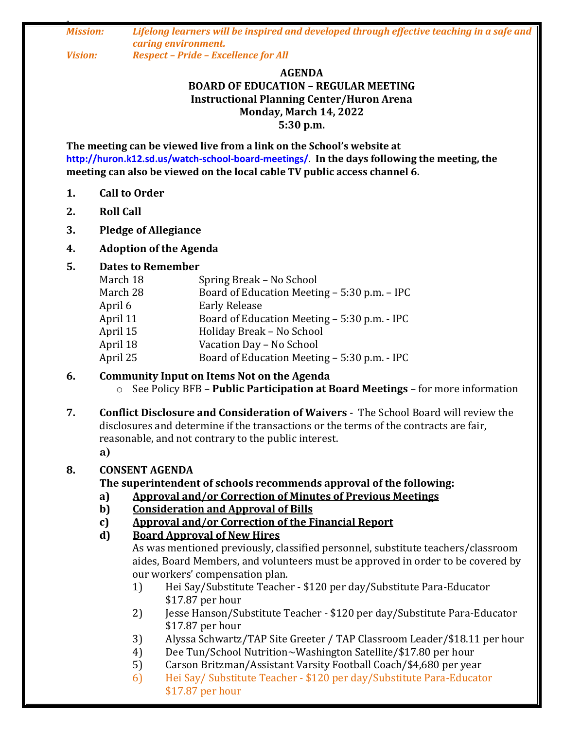*Mission:* *Lifelong learners will be inspired and developed through effective teaching in a safe and caring environment.*
*Vision:* *Respect – Pride – Excellence for All*

**AGENDA**
**BOARD OF EDUCATION – REGULAR MEETING**
**Instructional Planning Center/Huron Arena**
**Monday, March 14, 2022**
**5:30 p.m.**

**The meeting can be viewed live from a link on the School's website at http://huron.k12.sd.us/watch-school-board-meetings/. In the days following the meeting, the meeting can also be viewed on the local cable TV public access channel 6.**

1. **Call to Order**
2. **Roll Call**
3. **Pledge of Allegiance**
4. **Adoption of the Agenda**
5. **Dates to Remember**

| | |
|---|---|
| March 18 | Spring Break – No School |
| March 28 | Board of Education Meeting – 5:30 p.m. – IPC |
| April 6 | Early Release |
| April 11 | Board of Education Meeting – 5:30 p.m. - IPC |
| April 15 | Holiday Break – No School |
| April 18 | Vacation Day – No School |
| April 25 | Board of Education Meeting – 5:30 p.m. - IPC |

6. **Community Input on Items Not on the Agenda**
   - See Policy BFB – **Public Participation at Board Meetings** – for more information

7. **Conflict Disclosure and Consideration of Waivers** - The School Board will review the disclosures and determine if the transactions or the terms of the contracts are fair, reasonable, and not contrary to the public interest.
   **a)**

8. **CONSENT AGENDA**
   **The superintendent of schools recommends approval of the following:**
   **a) Approval and/or Correction of Minutes of Previous Meetings**
   **b) Consideration and Approval of Bills**
   **c) Approval and/or Correction of the Financial Report**
   **d) Board Approval of New Hires**
   As was mentioned previously, classified personnel, substitute teachers/classroom aides, Board Members, and volunteers must be approved in order to be covered by our workers' compensation plan.
   1) Hei Say/Substitute Teacher - $120 per day/Substitute Para-Educator $17.87 per hour
   2) Jesse Hanson/Substitute Teacher - $120 per day/Substitute Para-Educator $17.87 per hour
   3) Alyssa Schwartz/TAP Site Greeter / TAP Classroom Leader/$18.11 per hour
   4) Dee Tun/School Nutrition~Washington Satellite/$17.80 per hour
   5) Carson Britzman/Assistant Varsity Football Coach/$4,680 per year
   6) Hei Say/ Substitute Teacher - $120 per day/Substitute Para-Educator $17.87 per hour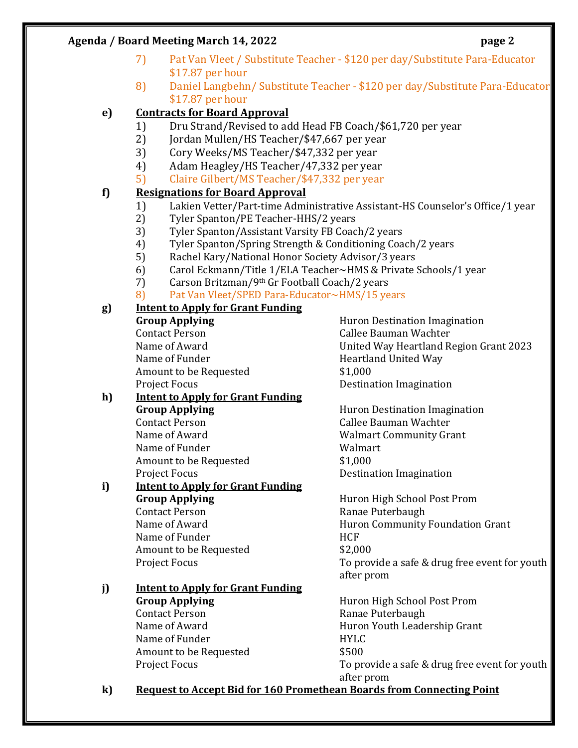7) Pat Van Vleet / Substitute Teacher - $120 per day/Substitute Para-Educator $17.87 per hour
8) Daniel Langbehn/ Substitute Teacher - $120 per day/Substitute Para-Educator $17.87 per hour

**e) Contracts for Board Approval**

1) Dru Strand/Revised to add Head FB Coach/$61,720 per year
2) Jordan Mullen/HS Teacher/$47,667 per year
3) Cory Weeks/MS Teacher/$47,332 per year
4) Adam Heagley/HS Teacher/47,332 per year
5) Claire Gilbert/MS Teacher/$47,332 per year

**f) Resignations for Board Approval**

1) Lakien Vetter/Part-time Administrative Assistant-HS Counselor's Office/1 year
2) Tyler Spanton/PE Teacher-HHS/2 years
3) Tyler Spanton/Assistant Varsity FB Coach/2 years
4) Tyler Spanton/Spring Strength & Conditioning Coach/2 years
5) Rachel Kary/National Honor Society Advisor/3 years
6) Carol Eckmann/Title 1/ELA Teacher~HMS & Private Schools/1 year
7) Carson Britzman/9th Gr Football Coach/2 years
8) Pat Van Vleet/SPED Para-Educator~HMS/15 years

**g) Intent to Apply for Grant Funding**

| | |
|---|---|
| **Group Applying** | Huron Destination Imagination |
| Contact Person | Callee Bauman Wachter |
| Name of Award | United Way Heartland Region Grant 2023 |
| Name of Funder | Heartland United Way |
| Amount to be Requested | $1,000 |
| Project Focus | Destination Imagination |

**h) Intent to Apply for Grant Funding**

| | |
|---|---|
| **Group Applying** | Huron Destination Imagination |
| Contact Person | Callee Bauman Wachter |
| Name of Award | Walmart Community Grant |
| Name of Funder | Walmart |
| Amount to be Requested | $1,000 |
| Project Focus | Destination Imagination |

**i) Intent to Apply for Grant Funding**

| | |
|---|---|
| **Group Applying** | Huron High School Post Prom |
| Contact Person | Ranae Puterbaugh |
| Name of Award | Huron Community Foundation Grant |
| Name of Funder | HCF |
| Amount to be Requested | $2,000 |
| Project Focus | To provide a safe & drug free event for youth after prom |

**j) Intent to Apply for Grant Funding**

| | |
|---|---|
| **Group Applying** | Huron High School Post Prom |
| Contact Person | Ranae Puterbaugh |
| Name of Award | Huron Youth Leadership Grant |
| Name of Funder | HYLC |
| Amount to be Requested | $500 |
| Project Focus | To provide a safe & drug free event for youth after prom |

**k) Request to Accept Bid for 160 Promethean Boards from Connecting Point**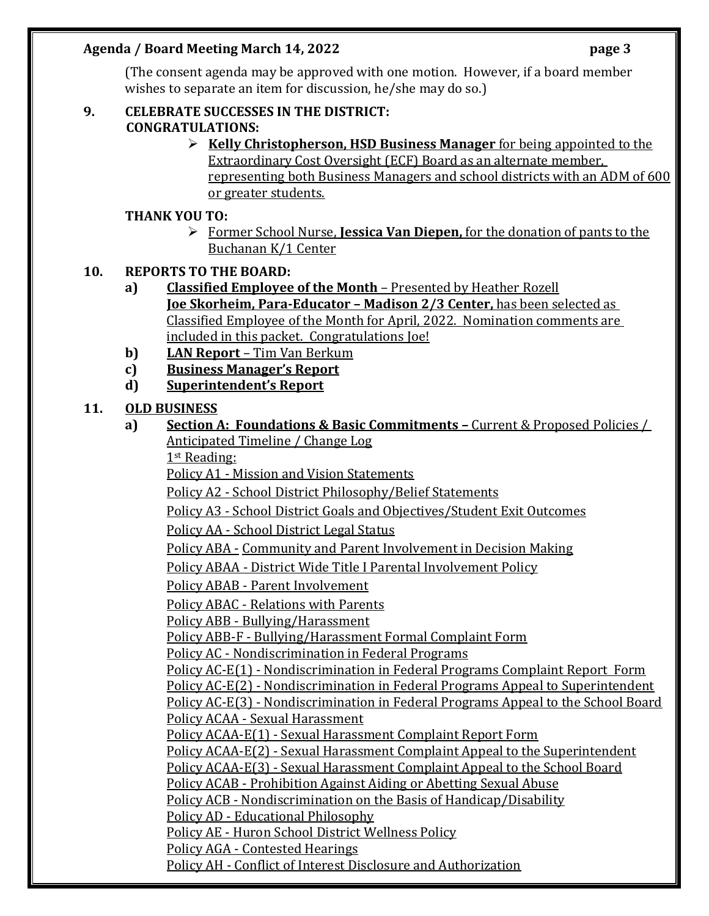(The consent agenda may be approved with one motion. However, if a board member wishes to separate an item for discussion, he/she may do so.)

**9. CELEBRATE SUCCESSES IN THE DISTRICT:**

**CONGRATULATIONS:**

- **Kelly Christopherson, HSD Business Manager** for being appointed to the Extraordinary Cost Oversight (ECF) Board as an alternate member, representing both Business Managers and school districts with an ADM of 600 or greater students.

**THANK YOU TO:**

- Former School Nurse, **Jessica Van Diepen,** for the donation of pants to the Buchanan K/1 Center

**10. REPORTS TO THE BOARD:**

a) **Classified Employee of the Month** – Presented by Heather Rozell
**Joe Skorheim, Para-Educator – Madison 2/3 Center,** has been selected as Classified Employee of the Month for April, 2022. Nomination comments are included in this packet. Congratulations Joe!

b) **LAN Report** – Tim Van Berkum

c) **Business Manager's Report**

d) **Superintendent's Report**

**11. OLD BUSINESS**

a) **Section A: Foundations & Basic Commitments –** Current & Proposed Policies / Anticipated Timeline / Change Log

1st Reading:

Policy A1 - Mission and Vision Statements
Policy A2 - School District Philosophy/Belief Statements
Policy A3 - School District Goals and Objectives/Student Exit Outcomes
Policy AA - School District Legal Status
Policy ABA - Community and Parent Involvement in Decision Making
Policy ABAA - District Wide Title I Parental Involvement Policy
Policy ABAB - Parent Involvement
Policy ABAC - Relations with Parents
Policy ABB - Bullying/Harassment
Policy ABB-F - Bullying/Harassment Formal Complaint Form
Policy AC - Nondiscrimination in Federal Programs
Policy AC-E(1) - Nondiscrimination in Federal Programs Complaint Report Form
Policy AC-E(2) - Nondiscrimination in Federal Programs Appeal to Superintendent
Policy AC-E(3) - Nondiscrimination in Federal Programs Appeal to the School Board
Policy ACAA - Sexual Harassment
Policy ACAA-E(1) - Sexual Harassment Complaint Report Form
Policy ACAA-E(2) - Sexual Harassment Complaint Appeal to the Superintendent
Policy ACAA-E(3) - Sexual Harassment Complaint Appeal to the School Board
Policy ACAB - Prohibition Against Aiding or Abetting Sexual Abuse
Policy ACB - Nondiscrimination on the Basis of Handicap/Disability
Policy AD - Educational Philosophy
Policy AE - Huron School District Wellness Policy
Policy AGA - Contested Hearings
Policy AH - Conflict of Interest Disclosure and Authorization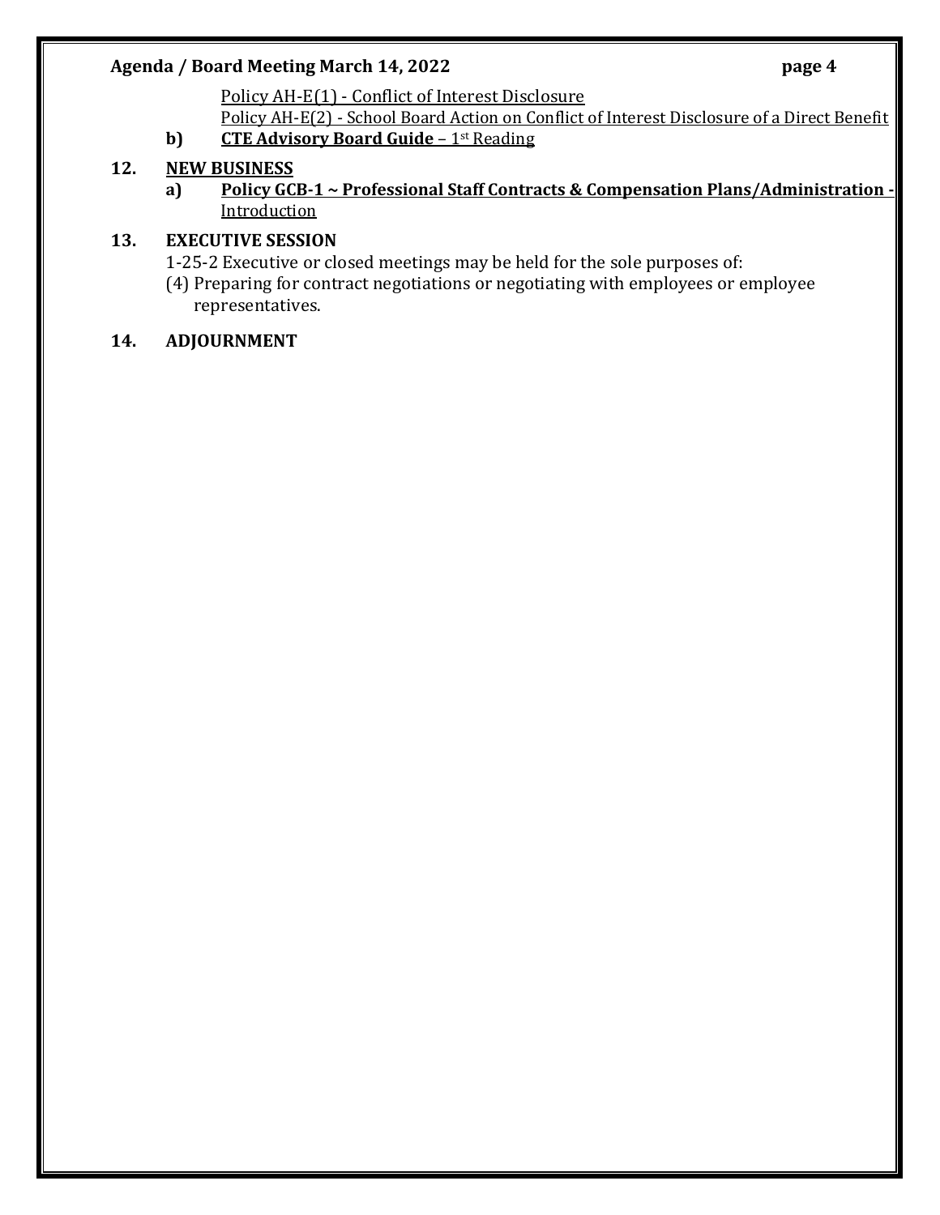Policy AH-E(1) - Conflict of Interest Disclosure
Policy AH-E(2) - School Board Action on Conflict of Interest Disclosure of a Direct Benefit

**b)** **CTE Advisory Board Guide** – 1st Reading

**12. NEW BUSINESS**

**a)** **Policy GCB-1 ~ Professional Staff Contracts & Compensation Plans/Administration -** Introduction

**13. EXECUTIVE SESSION**

1-25-2 Executive or closed meetings may be held for the sole purposes of:

(4) Preparing for contract negotiations or negotiating with employees or employee representatives.

**14. ADJOURNMENT**